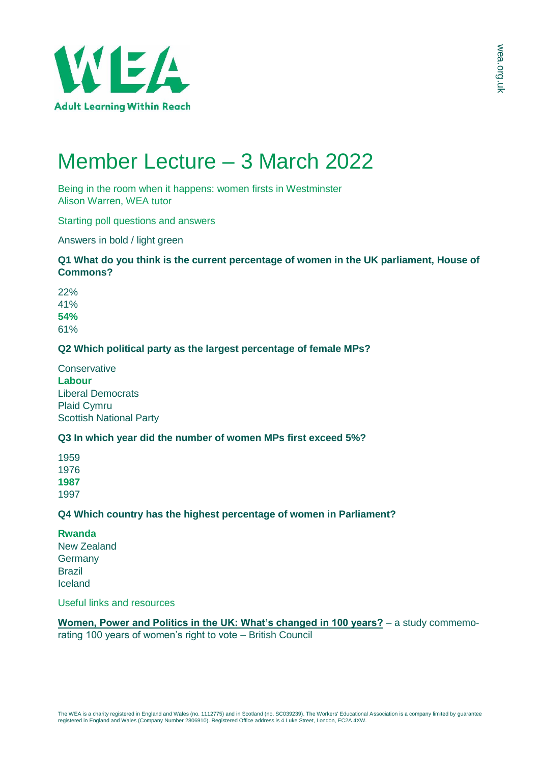# Member Lecture – 3 March 2022

Being in the room when it happens: women firsts in Westminster
Alison Warren, WEA tutor

## Starting poll questions and answers

Answers in bold / light green

**Q1 What do you think is the current percentage of women in the UK parliament, House of Commons?**

22%
41%
**54%**
61%

**Q2 Which political party as the largest percentage of female MPs?**

Conservative
**Labour**
Liberal Democrats
Plaid Cymru
Scottish National Party

**Q3 In which year did the number of women MPs first exceed 5%?**

1959
1976
**1987**
1997

**Q4 Which country has the highest percentage of women in Parliament?**

**Rwanda**
New Zealand
Germany
Brazil
Iceland

## Useful links and resources

**Women, Power and Politics in the UK: What's changed in 100 years?** – a study commemorating 100 years of women's right to vote – British Council

The WEA is a charity registered in England and Wales (no. 1112775) and in Scotland (no. SC039239). The Workers' Educational Association is a company limited by guarantee registered in England and Wales (Company Number 2806910). Registered Office address is 4 Luke Street, London, EC2A 4XW.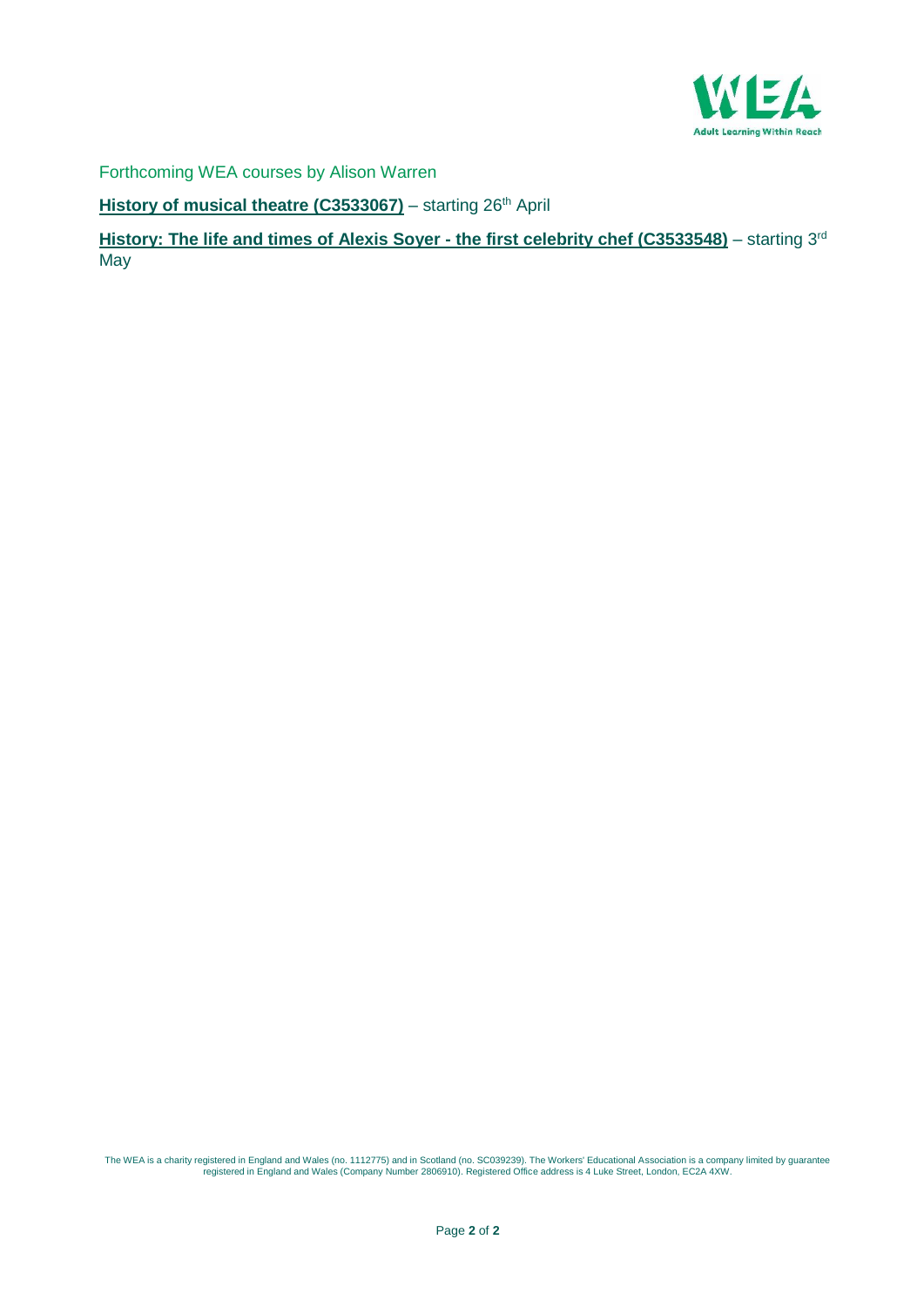Forthcoming WEA courses by Alison Warren

**History of musical theatre (C3533067)** – starting 26th April

**History: The life and times of Alexis Soyer - the first celebrity chef (C3533548)** – starting 3rd May

The WEA is a charity registered in England and Wales (no. 1112775) and in Scotland (no. SC039239). The Workers' Educational Association is a company limited by guarantee registered in England and Wales (Company Number 2806910). Registered Office address is 4 Luke Street, London, EC2A 4XW.